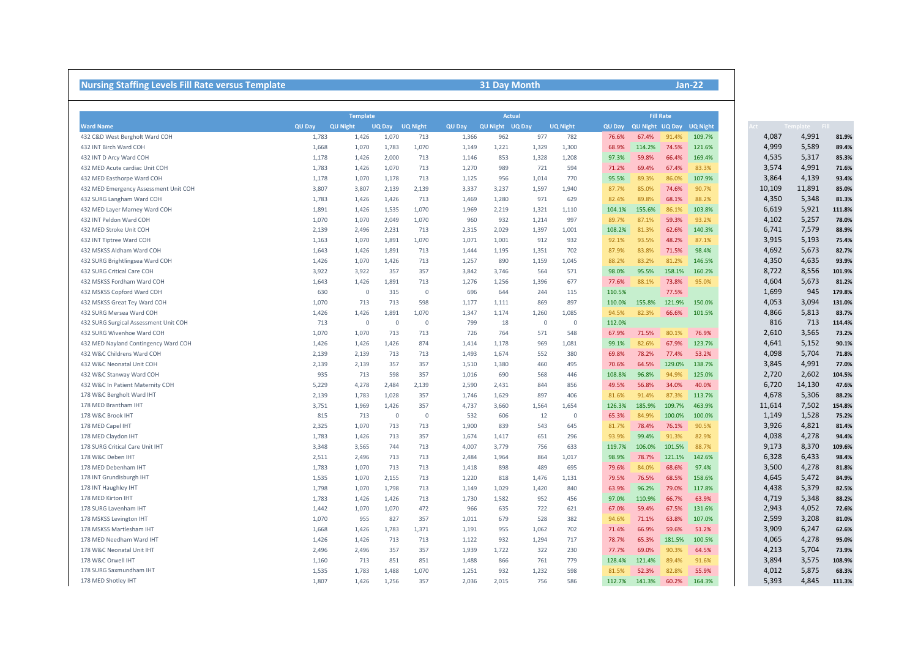## Nursing Staffing Levels Fill Rate versus Template | 31 Day Month | Jan-22

| Ward Name | Template | | | | Actual | | | | Fill Rate | | | | | | |
|---|---|---|---|---|---|---|---|---|---|---|---|---|---|---|---|
| | QU Day | QU Night | UQ Day | UQ Night | QU Day | QU Night | UQ Day | UQ Night | QU Day | QU Night | UQ Day | UQ Night | Act | Template | Fill |
| 432 C&D West Bergholt Ward COH | 1,783 | 1,426 | 1,070 | 713 | 1,366 | 962 | 977 | 782 | 76.6% | 67.4% | 91.4% | 109.7% | 4,087 | 4,991 | 81.9% |
| 432 INT Birch Ward COH | 1,668 | 1,070 | 1,783 | 1,070 | 1,149 | 1,221 | 1,329 | 1,300 | 68.9% | 114.2% | 74.5% | 121.6% | 4,999 | 5,589 | 89.4% |
| 432 INT D Arcy Ward COH | 1,178 | 1,426 | 2,000 | 713 | 1,146 | 853 | 1,328 | 1,208 | 97.3% | 59.8% | 66.4% | 169.4% | 4,535 | 5,317 | 85.3% |
| 432 MED Acute cardiac Unit COH | 1,783 | 1,426 | 1,070 | 713 | 1,270 | 989 | 721 | 594 | 71.2% | 69.4% | 67.4% | 83.3% | 3,574 | 4,991 | 71.6% |
| 432 MED Easthorpe Ward COH | 1,178 | 1,070 | 1,178 | 713 | 1,125 | 956 | 1,014 | 770 | 95.5% | 89.3% | 86.0% | 107.9% | 3,864 | 4,139 | 93.4% |
| 432 MED Emergency Assessment Unit COH | 3,807 | 3,807 | 2,139 | 2,139 | 3,337 | 3,237 | 1,597 | 1,940 | 87.7% | 85.0% | 74.6% | 90.7% | 10,109 | 11,891 | 85.0% |
| 432 SURG Langham Ward COH | 1,783 | 1,426 | 1,426 | 713 | 1,469 | 1,280 | 971 | 629 | 82.4% | 89.8% | 68.1% | 88.2% | 4,350 | 5,348 | 81.3% |
| 432 MED Layer Marney Ward COH | 1,891 | 1,426 | 1,535 | 1,070 | 1,969 | 2,219 | 1,321 | 1,110 | 104.1% | 155.6% | 86.1% | 103.8% | 6,619 | 5,921 | 111.8% |
| 432 INT Peldon Ward COH | 1,070 | 1,070 | 2,049 | 1,070 | 960 | 932 | 1,214 | 997 | 89.7% | 87.1% | 59.3% | 93.2% | 4,102 | 5,257 | 78.0% |
| 432 MED Stroke Unit COH | 2,139 | 2,496 | 2,231 | 713 | 2,315 | 2,029 | 1,397 | 1,001 | 108.2% | 81.3% | 62.6% | 140.3% | 6,741 | 7,579 | 88.9% |
| 432 INT Tiptree Ward COH | 1,163 | 1,070 | 1,891 | 1,070 | 1,071 | 1,001 | 912 | 932 | 92.1% | 93.5% | 48.2% | 87.1% | 3,915 | 5,193 | 75.4% |
| 432 MSKSS Aldham Ward COH | 1,643 | 1,426 | 1,891 | 713 | 1,444 | 1,195 | 1,351 | 702 | 87.9% | 83.8% | 71.5% | 98.4% | 4,692 | 5,673 | 82.7% |
| 432 SURG Brightlingsea Ward COH | 1,426 | 1,070 | 1,426 | 713 | 1,257 | 890 | 1,159 | 1,045 | 88.2% | 83.2% | 81.2% | 146.5% | 4,350 | 4,635 | 93.9% |
| 432 SURG Critical Care COH | 3,922 | 3,922 | 357 | 357 | 3,842 | 3,746 | 564 | 571 | 98.0% | 95.5% | 158.1% | 160.2% | 8,722 | 8,556 | 101.9% |
| 432 MSKSS Fordham Ward COH | 1,643 | 1,426 | 1,891 | 713 | 1,276 | 1,256 | 1,396 | 677 | 77.6% | 88.1% | 73.8% | 95.0% | 4,604 | 5,673 | 81.2% |
| 432 MSKSS Copford Ward COH | 630 | 0 | 315 | 0 | 696 | 644 | 244 | 115 | 110.5% | | 77.5% | | 1,699 | 945 | 179.8% |
| 432 MSKSS Great Tey Ward COH | 1,070 | 713 | 713 | 598 | 1,177 | 1,111 | 869 | 897 | 110.0% | 155.8% | 121.9% | 150.0% | 4,053 | 3,094 | 131.0% |
| 432 SURG Mersea Ward COH | 1,426 | 1,426 | 1,891 | 1,070 | 1,347 | 1,174 | 1,260 | 1,085 | 94.5% | 82.3% | 66.6% | 101.5% | 4,866 | 5,813 | 83.7% |
| 432 SURG Surgical Assessment Unit COH | 713 | 0 | 0 | 0 | 799 | 18 | 0 | 0 | 112.0% | | | | 816 | 713 | 114.4% |
| 432 SURG Wivenhoe Ward COH | 1,070 | 1,070 | 713 | 713 | 726 | 764 | 571 | 548 | 67.9% | 71.5% | 80.1% | 76.9% | 2,610 | 3,565 | 73.2% |
| 432 MED Nayland Contingency Ward COH | 1,426 | 1,426 | 1,426 | 874 | 1,414 | 1,178 | 969 | 1,081 | 99.1% | 82.6% | 67.9% | 123.7% | 4,641 | 5,152 | 90.1% |
| 432 W&C Childrens Ward COH | 2,139 | 2,139 | 713 | 713 | 1,493 | 1,674 | 552 | 380 | 69.8% | 78.2% | 77.4% | 53.2% | 4,098 | 5,704 | 71.8% |
| 432 W&C Neonatal Unit COH | 2,139 | 2,139 | 357 | 357 | 1,510 | 1,380 | 460 | 495 | 70.6% | 64.5% | 129.0% | 138.7% | 3,845 | 4,991 | 77.0% |
| 432 W&C Stanway Ward COH | 935 | 713 | 598 | 357 | 1,016 | 690 | 568 | 446 | 108.8% | 96.8% | 94.9% | 125.0% | 2,720 | 2,602 | 104.5% |
| 432 W&C In Patient Maternity COH | 5,229 | 4,278 | 2,484 | 2,139 | 2,590 | 2,431 | 844 | 856 | 49.5% | 56.8% | 34.0% | 40.0% | 6,720 | 14,130 | 47.6% |
| 178 W&C Bergholt Ward IHT | 2,139 | 1,783 | 1,028 | 357 | 1,746 | 1,629 | 897 | 406 | 81.6% | 91.4% | 87.3% | 113.7% | 4,678 | 5,306 | 88.2% |
| 178 MED Brantham IHT | 3,751 | 1,969 | 1,426 | 357 | 4,737 | 3,660 | 1,564 | 1,654 | 126.3% | 185.9% | 109.7% | 463.9% | 11,614 | 7,502 | 154.8% |
| 178 W&C Brook IHT | 815 | 713 | 0 | 0 | 532 | 606 | 12 | 0 | 65.3% | 84.9% | 100.0% | 100.0% | 1,149 | 1,528 | 75.2% |
| 178 MED Capel IHT | 2,325 | 1,070 | 713 | 713 | 1,900 | 839 | 543 | 645 | 81.7% | 78.4% | 76.1% | 90.5% | 3,926 | 4,821 | 81.4% |
| 178 MED Claydon IHT | 1,783 | 1,426 | 713 | 357 | 1,674 | 1,417 | 651 | 296 | 93.9% | 99.4% | 91.3% | 82.9% | 4,038 | 4,278 | 94.4% |
| 178 SURG Critical Care Unit IHT | 3,348 | 3,565 | 744 | 713 | 4,007 | 3,779 | 756 | 633 | 119.7% | 106.0% | 101.5% | 88.7% | 9,173 | 8,370 | 109.6% |
| 178 W&C Deben IHT | 2,511 | 2,496 | 713 | 713 | 2,484 | 1,964 | 864 | 1,017 | 98.9% | 78.7% | 121.1% | 142.6% | 6,328 | 6,433 | 98.4% |
| 178 MED Debenham IHT | 1,783 | 1,070 | 713 | 713 | 1,418 | 898 | 489 | 695 | 79.6% | 84.0% | 68.6% | 97.4% | 3,500 | 4,278 | 81.8% |
| 178 INT Grundisburgh IHT | 1,535 | 1,070 | 2,155 | 713 | 1,220 | 818 | 1,476 | 1,131 | 79.5% | 76.5% | 68.5% | 158.6% | 4,645 | 5,472 | 84.9% |
| 178 INT Haughley IHT | 1,798 | 1,070 | 1,798 | 713 | 1,149 | 1,029 | 1,420 | 840 | 63.9% | 96.2% | 79.0% | 117.8% | 4,438 | 5,379 | 82.5% |
| 178 MED Kirton IHT | 1,783 | 1,426 | 1,426 | 713 | 1,730 | 1,582 | 952 | 456 | 97.0% | 110.9% | 66.7% | 63.9% | 4,719 | 5,348 | 88.2% |
| 178 SURG Lavenham IHT | 1,442 | 1,070 | 1,070 | 472 | 966 | 635 | 722 | 621 | 67.0% | 59.4% | 67.5% | 131.6% | 2,943 | 4,052 | 72.6% |
| 178 MSKSS Levington IHT | 1,070 | 955 | 827 | 357 | 1,011 | 679 | 528 | 382 | 94.6% | 71.1% | 63.8% | 107.0% | 2,599 | 3,208 | 81.0% |
| 178 MSKSS Martlesham IHT | 1,668 | 1,426 | 1,783 | 1,371 | 1,191 | 955 | 1,062 | 702 | 71.4% | 66.9% | 59.6% | 51.2% | 3,909 | 6,247 | 62.6% |
| 178 MED Needham Ward IHT | 1,426 | 1,426 | 713 | 713 | 1,122 | 932 | 1,294 | 717 | 78.7% | 65.3% | 181.5% | 100.5% | 4,065 | 4,278 | 95.0% |
| 178 W&C Neonatal Unit IHT | 2,496 | 2,496 | 357 | 357 | 1,939 | 1,722 | 322 | 230 | 77.7% | 69.0% | 90.3% | 64.5% | 4,213 | 5,704 | 73.9% |
| 178 W&C Orwell IHT | 1,160 | 713 | 851 | 851 | 1,488 | 866 | 761 | 779 | 128.4% | 121.4% | 89.4% | 91.6% | 3,894 | 3,575 | 108.9% |
| 178 SURG Saxmundham IHT | 1,535 | 1,783 | 1,488 | 1,070 | 1,251 | 932 | 1,232 | 598 | 81.5% | 52.3% | 82.8% | 55.9% | 4,012 | 5,875 | 68.3% |
| 178 MED Shotley IHT | 1,807 | 1,426 | 1,256 | 357 | 2,036 | 2,015 | 756 | 586 | 112.7% | 141.3% | 60.2% | 164.3% | 5,393 | 4,845 | 111.3% |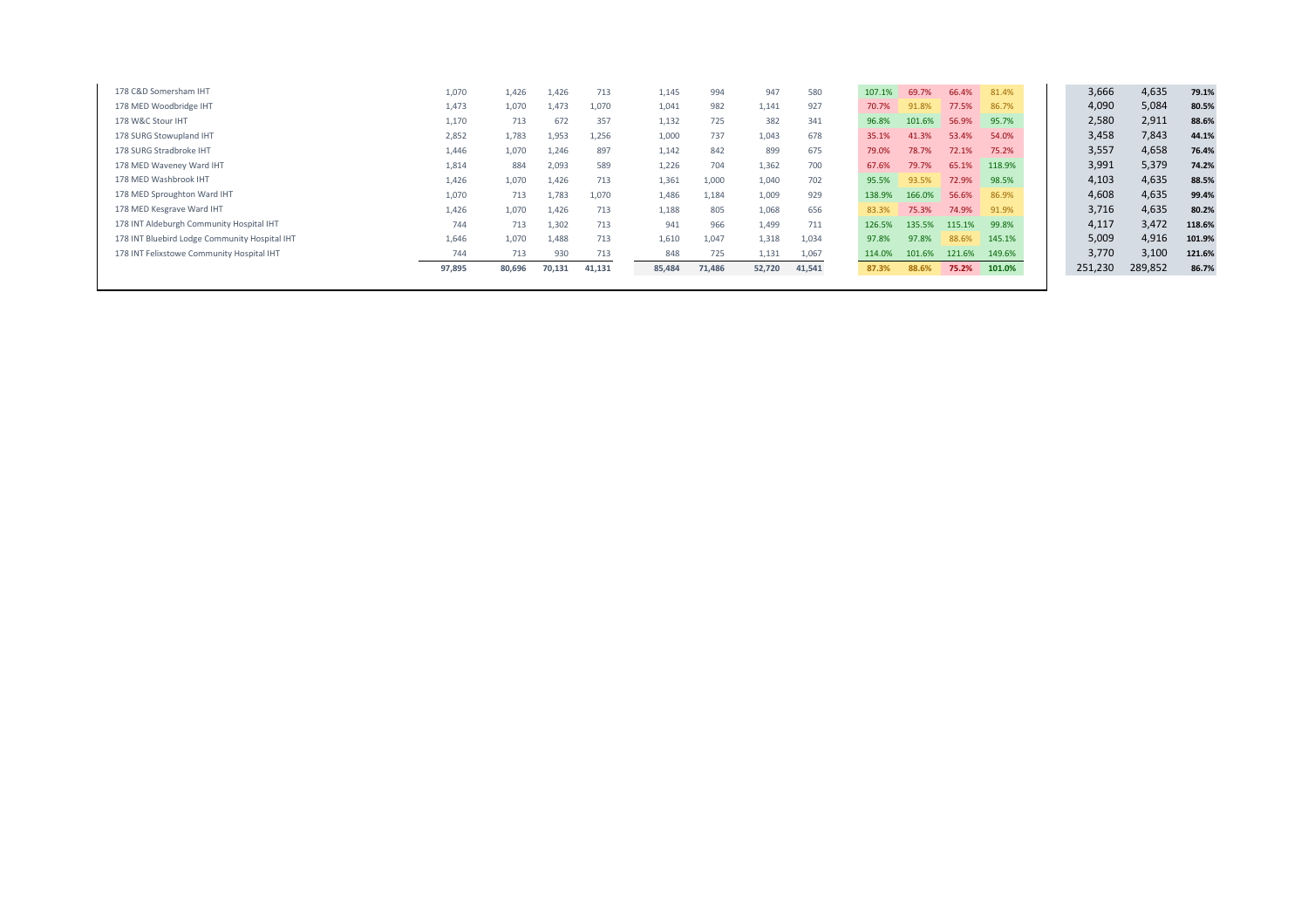| | | | | | | | | | | | | | | | |
|---|---|---|---|---|---|---|---|---|---|---|---|---|---|---|---|
| 178 C&D Somersham IHT | 1,070 | 1,426 | 1,426 | 713 | 1,145 | 994 | 947 | 580 | 107.1% | 69.7% | 66.4% | 81.4% | 3,666 | 4,635 | 79.1% |
| 178 MED Woodbridge IHT | 1,473 | 1,070 | 1,473 | 1,070 | 1,041 | 982 | 1,141 | 927 | 70.7% | 91.8% | 77.5% | 86.7% | 4,090 | 5,084 | 80.5% |
| 178 W&C Stour IHT | 1,170 | 713 | 672 | 357 | 1,132 | 725 | 382 | 341 | 96.8% | 101.6% | 56.9% | 95.7% | 2,580 | 2,911 | 88.6% |
| 178 SURG Stowupland IHT | 2,852 | 1,783 | 1,953 | 1,256 | 1,000 | 737 | 1,043 | 678 | 35.1% | 41.3% | 53.4% | 54.0% | 3,458 | 7,843 | 44.1% |
| 178 SURG Stradbroke IHT | 1,446 | 1,070 | 1,246 | 897 | 1,142 | 842 | 899 | 675 | 79.0% | 78.7% | 72.1% | 75.2% | 3,557 | 4,658 | 76.4% |
| 178 MED Waveney Ward IHT | 1,814 | 884 | 2,093 | 589 | 1,226 | 704 | 1,362 | 700 | 67.6% | 79.7% | 65.1% | 118.9% | 3,991 | 5,379 | 74.2% |
| 178 MED Washbrook IHT | 1,426 | 1,070 | 1,426 | 713 | 1,361 | 1,000 | 1,040 | 702 | 95.5% | 93.5% | 72.9% | 98.5% | 4,103 | 4,635 | 88.5% |
| 178 MED Sproughton Ward IHT | 1,070 | 713 | 1,783 | 1,070 | 1,486 | 1,184 | 1,009 | 929 | 138.9% | 166.0% | 56.6% | 86.9% | 4,608 | 4,635 | 99.4% |
| 178 MED Kesgrave Ward IHT | 1,426 | 1,070 | 1,426 | 713 | 1,188 | 805 | 1,068 | 656 | 83.3% | 75.3% | 74.9% | 91.9% | 3,716 | 4,635 | 80.2% |
| 178 INT Aldeburgh Community Hospital IHT | 744 | 713 | 1,302 | 713 | 941 | 966 | 1,499 | 711 | 126.5% | 135.5% | 115.1% | 99.8% | 4,117 | 3,472 | 118.6% |
| 178 INT Bluebird Lodge Community Hospital IHT | 1,646 | 1,070 | 1,488 | 713 | 1,610 | 1,047 | 1,318 | 1,034 | 97.8% | 97.8% | 88.6% | 145.1% | 5,009 | 4,916 | 101.9% |
| 178 INT Felixstowe Community Hospital IHT | 744 | 713 | 930 | 713 | 848 | 725 | 1,131 | 1,067 | 114.0% | 101.6% | 121.6% | 149.6% | 3,770 | 3,100 | 121.6% |
| | **97,895** | **80,696** | **70,131** | **41,131** | **85,484** | **71,486** | **52,720** | **41,541** | **87.3%** | **88.6%** | **75.2%** | **101.0%** | 251,230 | 289,852 | **86.7%** |